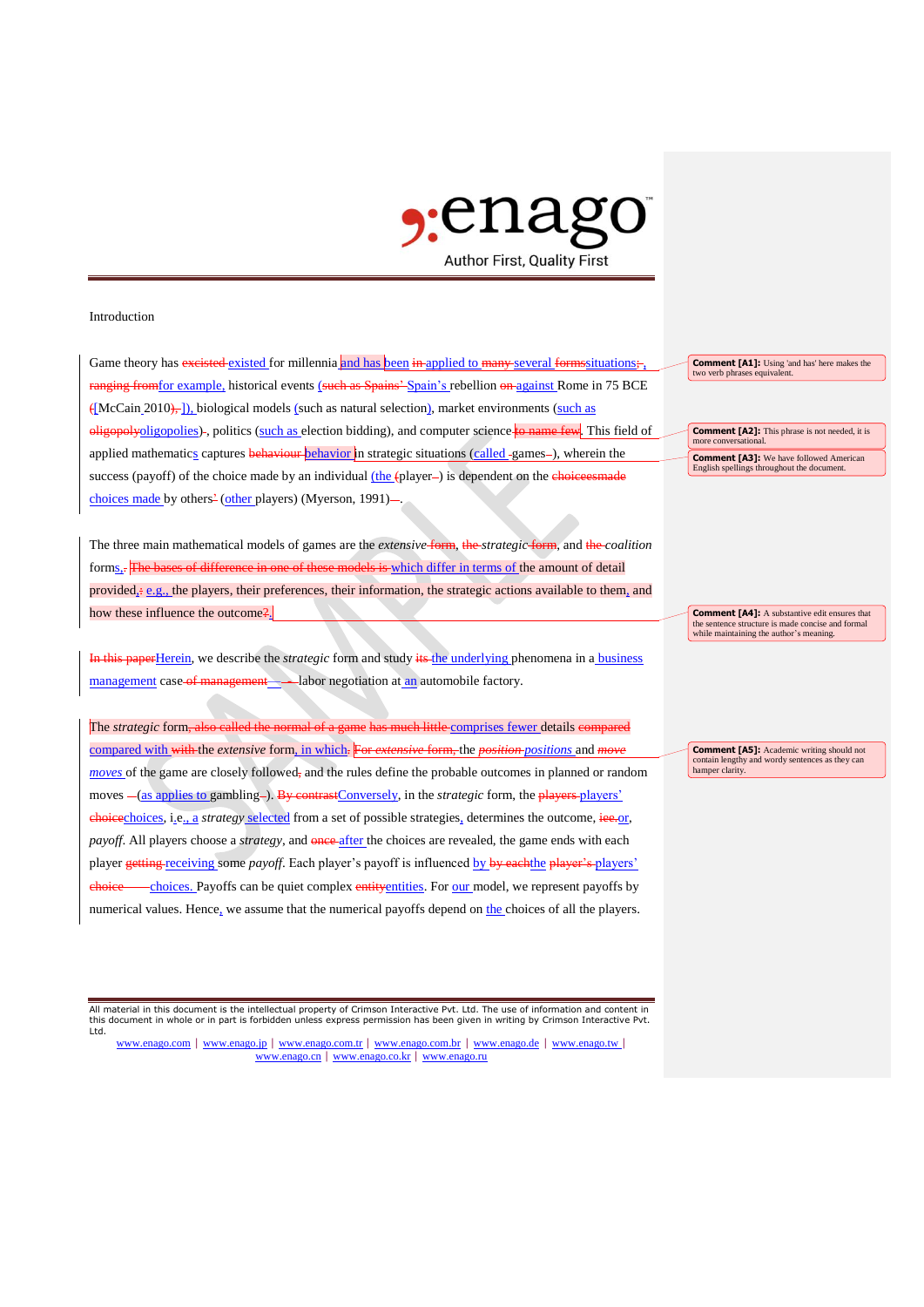Introduction

Game theory has ~~excisted~~ existed for millennia and has been ~~in~~ applied to ~~many~~ several ~~forms~~situations~~;~~, ~~ranging from~~for example, historical events (~~such as Spains'~~ Spain's rebellion ~~on~~ against Rome in 75 BCE ~~(~~[McCain 2010~~),~~]), biological models (such as natural selection), market environments (such as ~~oligopoly~~oligopolies), politics (such as election bidding), and computer science ~~to name few~~. This field of applied mathematics captures ~~behaviour~~ behavior in strategic situations (called games~~.~~), wherein the success (payoff) of the choice made by an individual (the ~~(~~player~~)~~) is dependent on the ~~choicesmade~~ choices made by others~~'~~ (other players) (Myerson, 1991)~~.~~.

The three main mathematical models of games are the *extensive* ~~form~~, ~~the~~ *strategic* ~~form~~, and ~~the~~ *coalition* forms~~.~~. ~~The bases of difference in one of these models is~~ which differ in terms of the amount of detail provided~~;~~, e.g., the players, their preferences, their information, the strategic actions available to them, and how these influence the outcome~~?~~.

~~In this paper~~Herein, we describe the *strategic* form and study ~~its~~ the underlying phenomena in a business management case ~~of management~~ — labor negotiation at an automobile factory.

The *strategic* form~~, also called the normal of a game has much little~~ comprises fewer details ~~compared~~ compared with ~~with~~ the *extensive* form, in which~~.~~ ~~For extensive form,~~ the ~~*position*~~ *positions* and ~~*move*~~ *moves* of the game are closely followed~~,~~ and the rules define the probable outcomes in planned or random moves ~~–~~(as applies to gambling~~–~~). ~~By contrast~~Conversely, in the *strategic* form, the ~~players~~ players' ~~choice~~choices, i.e., a *strategy* selected from a set of possible strategies, determines the outcome, ~~ice~~ or, *payoff*. All players choose a *strategy*, and ~~once~~ after the choices are revealed, the game ends with each player ~~getting~~ receiving some *payoff*. Each player's payoff is influenced by ~~by each~~the ~~player's~~ players' ~~choice~~ choices. Payoffs can be quiet complex ~~entity~~entities. For our model, we represent payoffs by numerical values. Hence, we assume that the numerical payoffs depend on the choices of all the players.

**Comment [A1]:** Using 'and has' here makes the two verb phrases equivalent.

**Comment [A2]:** This phrase is not needed, it is more conversational.

**Comment [A3]:** We have followed American English spellings throughout the document.

**Comment [A4]:** A substantive edit ensures that the sentence structure is made concise and formal while maintaining the author's meaning.

**Comment [A5]:** Academic writing should not contain lengthy and wordy sentences as they can hamper clarity.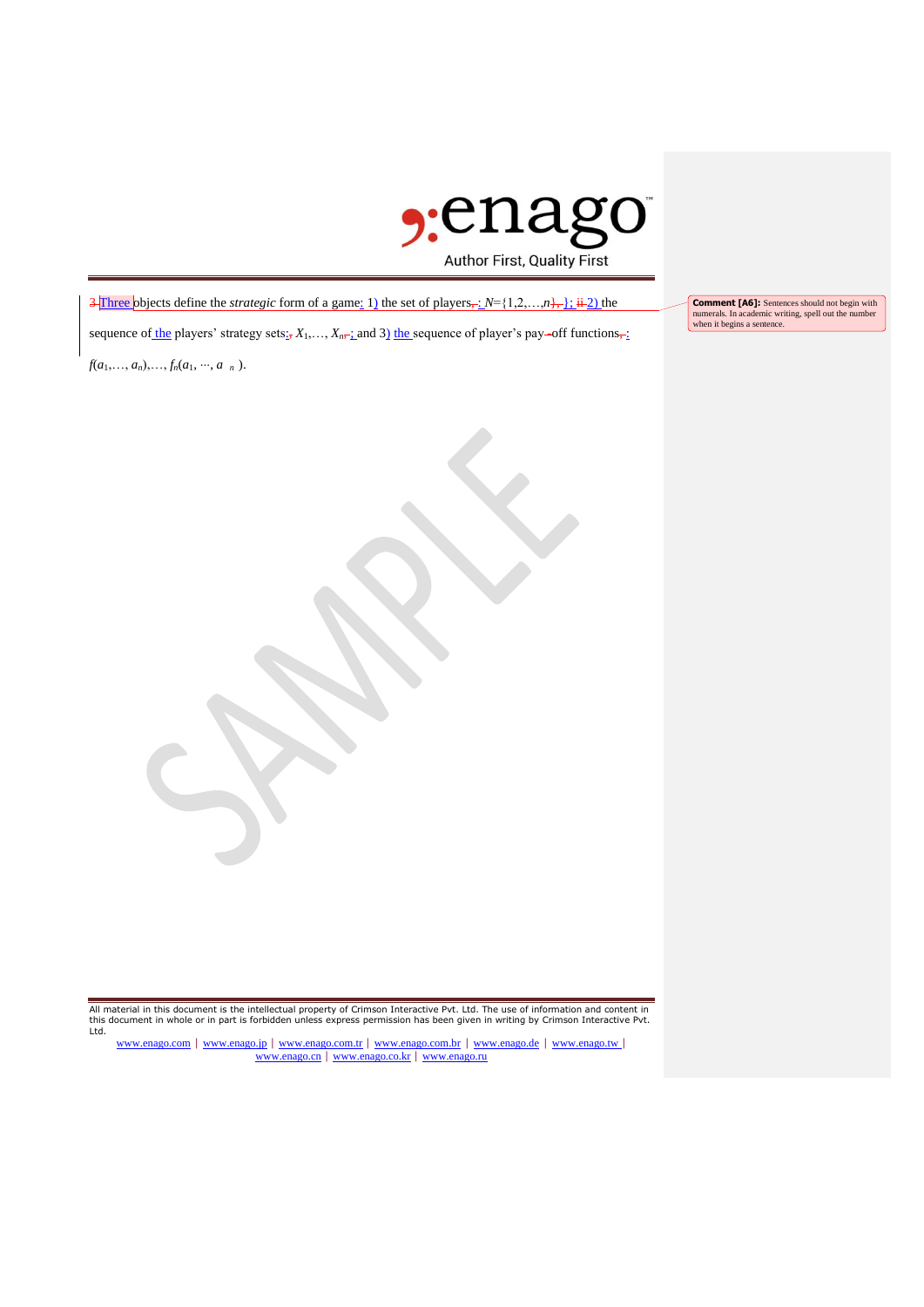~~3~~ Three objects define the *strategic* form of a game: 1) the set of players~~,~~ : $N=\{1,2,\ldots,n\}$~~,~~ ; ~~ii~~ 2) the sequence of the players' strategy sets:~~,~~ $X_1,\ldots,X_n$~~,~~ ; and 3) the sequence of player's pay~~-~~off functions~~,~~ : $f(a_1,\ldots,a_n),\ldots,f_n(a_1,\cdots,a_n)$.

**Comment [A6]:** Sentences should not begin with numerals. In academic writing, spell out the number when it begins a sentence.

All material in this document is the intellectual property of Crimson Interactive Pvt. Ltd. The use of information and content in this document in whole or in part is forbidden unless express permission has been given in writing by Crimson Interactive Pvt. Ltd.

www.enago.com | www.enago.jp | www.enago.com.tr | www.enago.com.br | www.enago.de | www.enago.tw | www.enago.cn | www.enago.co.kr | www.enago.ru